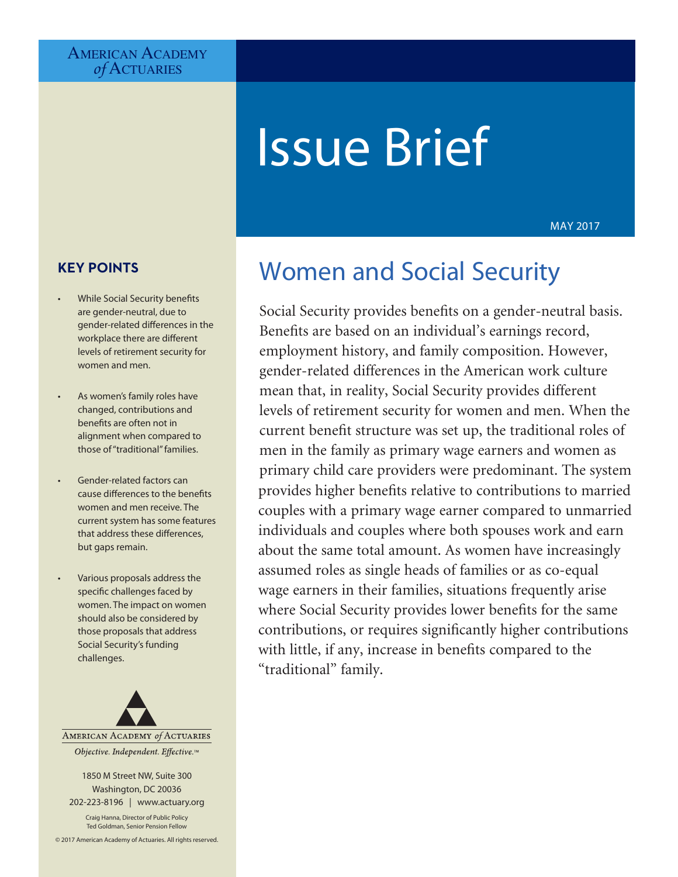American Academy of Actuaries

# Issue Brief

MAY 2017

## KEY POINTS

- While Social Security benefits are gender-neutral, due to gender-related differences in the workplace there are different levels of retirement security for women and men.
- As women's family roles have changed, contributions and benefits are often not in alignment when compared to those of "traditional" families.
- Gender-related factors can cause differences to the benefits women and men receive. The current system has some features that address these differences, but gaps remain.
- Various proposals address the specific challenges faced by women. The impact on women should also be considered by those proposals that address Social Security's funding challenges.

American Academy of Actuaries

*Objective. Independent. Effective.*™

1850 M Street NW, Suite 300
Washington, DC 20036
202-223-8196 | www.actuary.org

Craig Hanna, Director of Public Policy
Ted Goldman, Senior Pension Fellow

© 2017 American Academy of Actuaries. All rights reserved.

## Women and Social Security

Social Security provides benefits on a gender-neutral basis. Benefits are based on an individual's earnings record, employment history, and family composition. However, gender-related differences in the American work culture mean that, in reality, Social Security provides different levels of retirement security for women and men. When the current benefit structure was set up, the traditional roles of men in the family as primary wage earners and women as primary child care providers were predominant. The system provides higher benefits relative to contributions to married couples with a primary wage earner compared to unmarried individuals and couples where both spouses work and earn about the same total amount. As women have increasingly assumed roles as single heads of families or as co-equal wage earners in their families, situations frequently arise where Social Security provides lower benefits for the same contributions, or requires significantly higher contributions with little, if any, increase in benefits compared to the "traditional" family.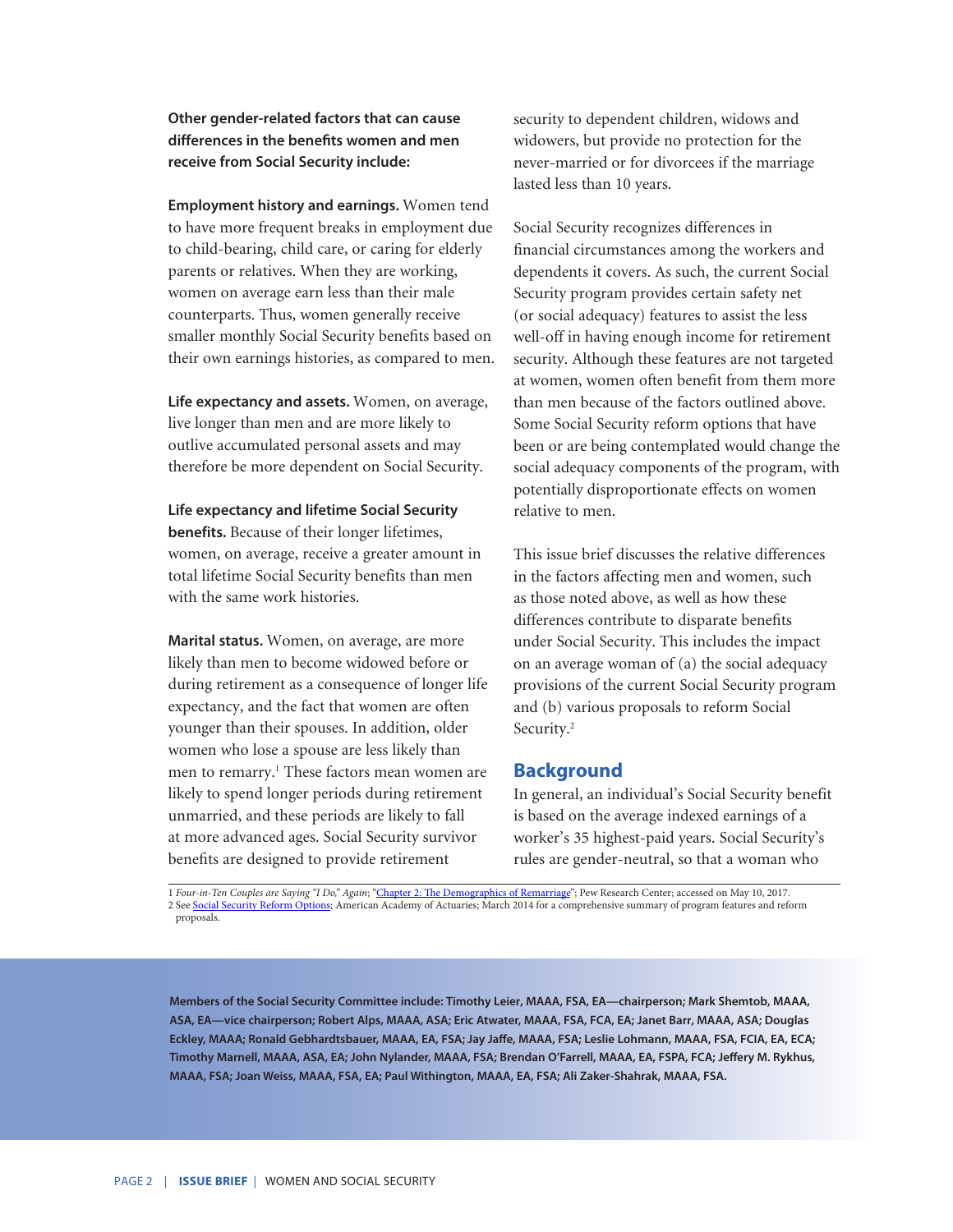**Other gender-related factors that can cause differences in the benefits women and men receive from Social Security include:**

**Employment history and earnings.** Women tend to have more frequent breaks in employment due to child-bearing, child care, or caring for elderly parents or relatives. When they are working, women on average earn less than their male counterparts. Thus, women generally receive smaller monthly Social Security benefits based on their own earnings histories, as compared to men.

**Life expectancy and assets.** Women, on average, live longer than men and are more likely to outlive accumulated personal assets and may therefore be more dependent on Social Security.

**Life expectancy and lifetime Social Security benefits.** Because of their longer lifetimes, women, on average, receive a greater amount in total lifetime Social Security benefits than men with the same work histories.

**Marital status.** Women, on average, are more likely than men to become widowed before or during retirement as a consequence of longer life expectancy, and the fact that women are often younger than their spouses. In addition, older women who lose a spouse are less likely than men to remarry.[1] These factors mean women are likely to spend longer periods during retirement unmarried, and these periods are likely to fall at more advanced ages. Social Security survivor benefits are designed to provide retirement security to dependent children, widows and widowers, but provide no protection for the never-married or for divorcees if the marriage lasted less than 10 years.

Social Security recognizes differences in financial circumstances among the workers and dependents it covers. As such, the current Social Security program provides certain safety net (or social adequacy) features to assist the less well-off in having enough income for retirement security. Although these features are not targeted at women, women often benefit from them more than men because of the factors outlined above. Some Social Security reform options that have been or are being contemplated would change the social adequacy components of the program, with potentially disproportionate effects on women relative to men.

This issue brief discusses the relative differences in the factors affecting men and women, such as those noted above, as well as how these differences contribute to disparate benefits under Social Security. This includes the impact on an average woman of (a) the social adequacy provisions of the current Social Security program and (b) various proposals to reform Social Security.[2]

## Background

In general, an individual's Social Security benefit is based on the average indexed earnings of a worker's 35 highest-paid years. Social Security's rules are gender-neutral, so that a woman who

1 *Four-in-Ten Couples are Saying "I Do," Again*; "Chapter 2: The Demographics of Remarriage"; Pew Research Center; accessed on May 10, 2017.
2 See Social Security Reform Options; American Academy of Actuaries; March 2014 for a comprehensive summary of program features and reform proposals.

**Members of the Social Security Committee include: Timothy Leier, MAAA, FSA, EA—chairperson; Mark Shemtob, MAAA, ASA, EA—vice chairperson; Robert Alps, MAAA, ASA; Eric Atwater, MAAA, FSA, FCA, EA; Janet Barr, MAAA, ASA; Douglas Eckley, MAAA; Ronald Gebhardtsbauer, MAAA, EA, FSA; Jay Jaffe, MAAA, FSA; Leslie Lohmann, MAAA, FSA, FCIA, EA, ECA; Timothy Marnell, MAAA, ASA, EA; John Nylander, MAAA, FSA; Brendan O'Farrell, MAAA, EA, FSPA, FCA; Jeffery M. Rykhus, MAAA, FSA; Joan Weiss, MAAA, FSA, EA; Paul Withington, MAAA, EA, FSA; Ali Zaker-Shahrak, MAAA, FSA.**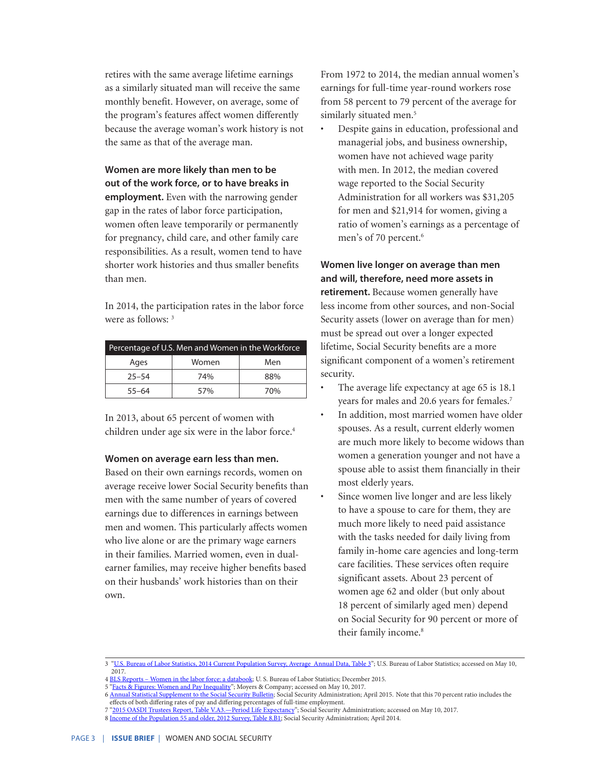retires with the same average lifetime earnings as a similarly situated man will receive the same monthly benefit. However, on average, some of the program's features affect women differently because the average woman's work history is not the same as that of the average man.

**Women are more likely than men to be out of the work force, or to have breaks in employment.** Even with the narrowing gender gap in the rates of labor force participation, women often leave temporarily or permanently for pregnancy, child care, and other family care responsibilities. As a result, women tend to have shorter work histories and thus smaller benefits than men.

In 2014, the participation rates in the labor force were as follows: [3]

| Percentage of U.S. Men and Women in the Workforce | | |
|---|---|---|
| Ages | Women | Men |
| 25–54 | 74% | 88% |
| 55–64 | 57% | 70% |

In 2013, about 65 percent of women with children under age six were in the labor force.[4]

**Women on average earn less than men.** Based on their own earnings records, women on average receive lower Social Security benefits than men with the same number of years of covered earnings due to differences in earnings between men and women. This particularly affects women who live alone or are the primary wage earners in their families. Married women, even in dual-earner families, may receive higher benefits based on their husbands' work histories than on their own.

From 1972 to 2014, the median annual women's earnings for full-time year-round workers rose from 58 percent to 79 percent of the average for similarly situated men.[5]

- Despite gains in education, professional and managerial jobs, and business ownership, women have not achieved wage parity with men. In 2012, the median covered wage reported to the Social Security Administration for all workers was $31,205 for men and $21,914 for women, giving a ratio of women's earnings as a percentage of men's of 70 percent.[6]

**Women live longer on average than men and will, therefore, need more assets in retirement.** Because women generally have less income from other sources, and non-Social Security assets (lower on average than for men) must be spread out over a longer expected lifetime, Social Security benefits are a more significant component of a women's retirement security.

- The average life expectancy at age 65 is 18.1 years for males and 20.6 years for females.[7]
- In addition, most married women have older spouses. As a result, current elderly women are much more likely to become widows than women a generation younger and not have a spouse able to assist them financially in their most elderly years.
- Since women live longer and are less likely to have a spouse to care for them, they are much more likely to need paid assistance with the tasks needed for daily living from family in-home care agencies and long-term care facilities. These services often require significant assets. About 23 percent of women age 62 and older (but only about 18 percent of similarly aged men) depend on Social Security for 90 percent or more of their family income.[8]

---

3 "U.S. Bureau of Labor Statistics, 2014 Current Population Survey, Average Annual Data, Table 3"; U.S. Bureau of Labor Statistics; accessed on May 10, 2017.

4 BLS Reports – Women in the labor force: a databook; U. S. Bureau of Labor Statistics; December 2015.

5 "Facts & Figures: Women and Pay Inequality"; Moyers & Company; accessed on May 10, 2017.

6 Annual Statistical Supplement to the Social Security Bulletin; Social Security Administration; April 2015. Note that this 70 percent ratio includes the effects of both differing rates of pay and differing percentages of full-time employment.

7 "2015 OASDI Trustees Report, Table V.A3.—Period Life Expectancy"; Social Security Administration; accessed on May 10, 2017.

8 Income of the Population 55 and older, 2012 Survey, Table 8.B1; Social Security Administration; April 2014.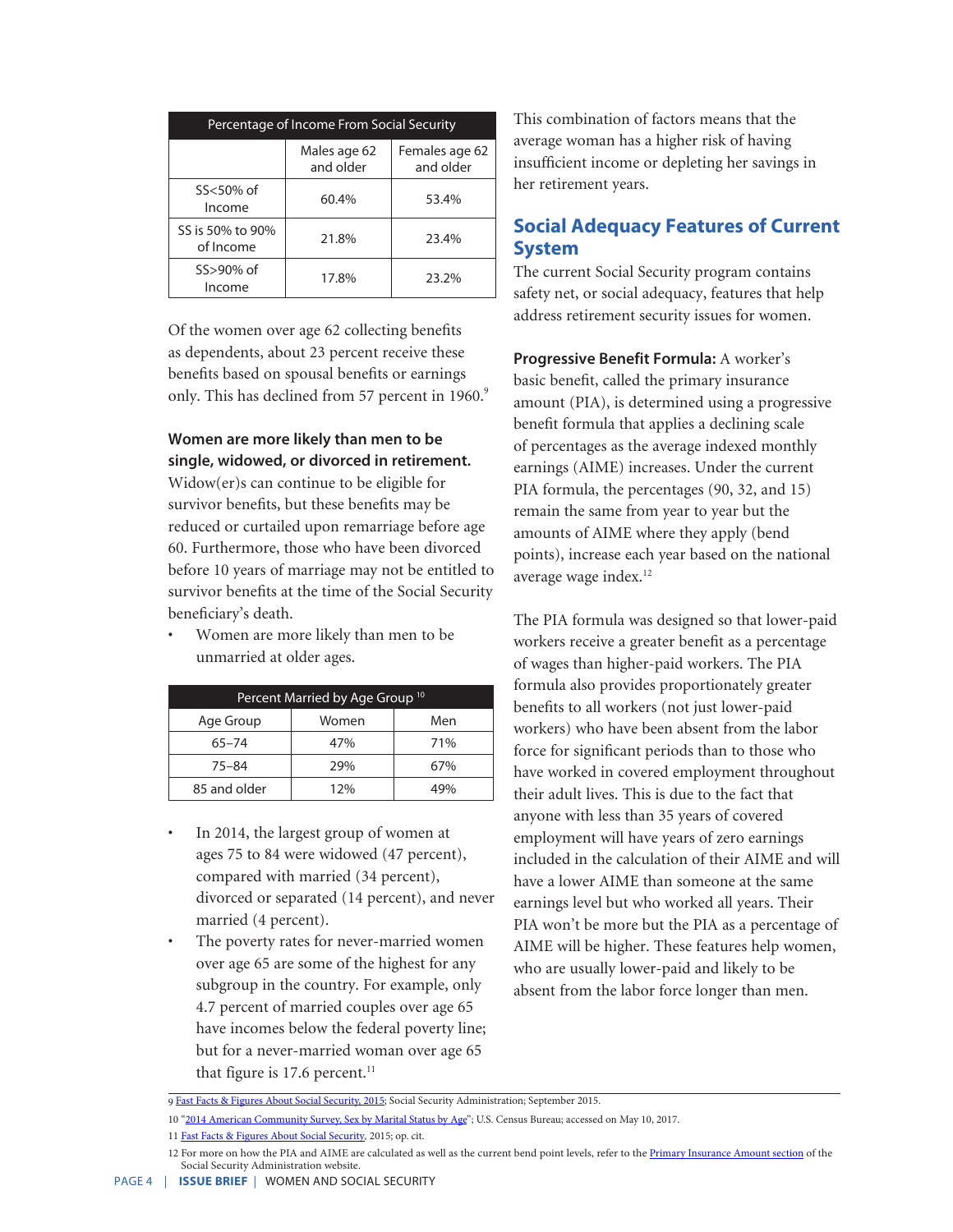| Percentage of Income From Social Security | | |
|---|---|---|
| | Males age 62 and older | Females age 62 and older |
| SS<50% of Income | 60.4% | 53.4% |
| SS is 50% to 90% of Income | 21.8% | 23.4% |
| SS>90% of Income | 17.8% | 23.2% |

Of the women over age 62 collecting benefits as dependents, about 23 percent receive these benefits based on spousal benefits or earnings only. This has declined from 57 percent in 1960.[9]

**Women are more likely than men to be single, widowed, or divorced in retirement.** Widow(er)s can continue to be eligible for survivor benefits, but these benefits may be reduced or curtailed upon remarriage before age 60. Furthermore, those who have been divorced before 10 years of marriage may not be entitled to survivor benefits at the time of the Social Security beneficiary's death.

- Women are more likely than men to be unmarried at older ages.

| Percent Married by Age Group [10] | | |
|---|---|---|
| Age Group | Women | Men |
| 65–74 | 47% | 71% |
| 75–84 | 29% | 67% |
| 85 and older | 12% | 49% |

- In 2014, the largest group of women at ages 75 to 84 were widowed (47 percent), compared with married (34 percent), divorced or separated (14 percent), and never married (4 percent).
- The poverty rates for never-married women over age 65 are some of the highest for any subgroup in the country. For example, only 4.7 percent of married couples over age 65 have incomes below the federal poverty line; but for a never-married woman over age 65 that figure is 17.6 percent.[11]

This combination of factors means that the average woman has a higher risk of having insufficient income or depleting her savings in her retirement years.

## Social Adequacy Features of Current System

The current Social Security program contains safety net, or social adequacy, features that help address retirement security issues for women.

**Progressive Benefit Formula:** A worker's basic benefit, called the primary insurance amount (PIA), is determined using a progressive benefit formula that applies a declining scale of percentages as the average indexed monthly earnings (AIME) increases. Under the current PIA formula, the percentages (90, 32, and 15) remain the same from year to year but the amounts of AIME where they apply (bend points), increase each year based on the national average wage index.[12]

The PIA formula was designed so that lower-paid workers receive a greater benefit as a percentage of wages than higher-paid workers. The PIA formula also provides proportionately greater benefits to all workers (not just lower-paid workers) who have been absent from the labor force for significant periods than to those who have worked in covered employment throughout their adult lives. This is due to the fact that anyone with less than 35 years of covered employment will have years of zero earnings included in the calculation of their AIME and will have a lower AIME than someone at the same earnings level but who worked all years. Their PIA won't be more but the PIA as a percentage of AIME will be higher. These features help women, who are usually lower-paid and likely to be absent from the labor force longer than men.

---

9 Fast Facts & Figures About Social Security, 2015; Social Security Administration; September 2015.

10 "2014 American Community Survey, Sex by Marital Status by Age"; U.S. Census Bureau; accessed on May 10, 2017.

11 Fast Facts & Figures About Social Security, 2015; op. cit.

12 For more on how the PIA and AIME are calculated as well as the current bend point levels, refer to the Primary Insurance Amount section of the Social Security Administration website.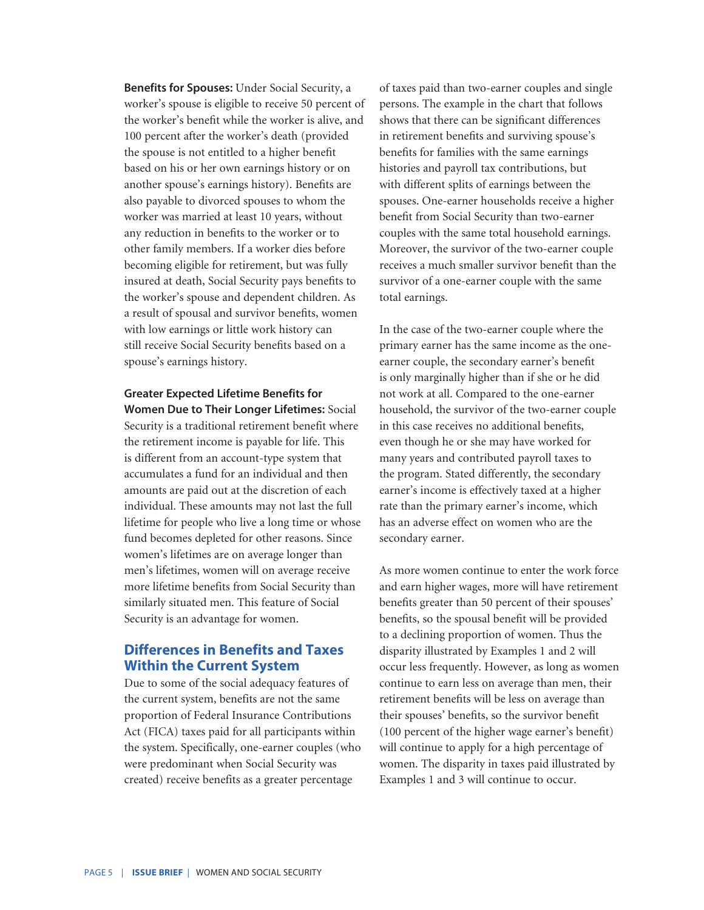**Benefits for Spouses:** Under Social Security, a worker's spouse is eligible to receive 50 percent of the worker's benefit while the worker is alive, and 100 percent after the worker's death (provided the spouse is not entitled to a higher benefit based on his or her own earnings history or on another spouse's earnings history). Benefits are also payable to divorced spouses to whom the worker was married at least 10 years, without any reduction in benefits to the worker or to other family members. If a worker dies before becoming eligible for retirement, but was fully insured at death, Social Security pays benefits to the worker's spouse and dependent children. As a result of spousal and survivor benefits, women with low earnings or little work history can still receive Social Security benefits based on a spouse's earnings history.

**Greater Expected Lifetime Benefits for Women Due to Their Longer Lifetimes:** Social Security is a traditional retirement benefit where the retirement income is payable for life. This is different from an account-type system that accumulates a fund for an individual and then amounts are paid out at the discretion of each individual. These amounts may not last the full lifetime for people who live a long time or whose fund becomes depleted for other reasons. Since women's lifetimes are on average longer than men's lifetimes, women will on average receive more lifetime benefits from Social Security than similarly situated men. This feature of Social Security is an advantage for women.

## Differences in Benefits and Taxes Within the Current System

Due to some of the social adequacy features of the current system, benefits are not the same proportion of Federal Insurance Contributions Act (FICA) taxes paid for all participants within the system. Specifically, one-earner couples (who were predominant when Social Security was created) receive benefits as a greater percentage of taxes paid than two-earner couples and single persons. The example in the chart that follows shows that there can be significant differences in retirement benefits and surviving spouse's benefits for families with the same earnings histories and payroll tax contributions, but with different splits of earnings between the spouses. One-earner households receive a higher benefit from Social Security than two-earner couples with the same total household earnings. Moreover, the survivor of the two-earner couple receives a much smaller survivor benefit than the survivor of a one-earner couple with the same total earnings.

In the case of the two-earner couple where the primary earner has the same income as the one-earner couple, the secondary earner's benefit is only marginally higher than if she or he did not work at all. Compared to the one-earner household, the survivor of the two-earner couple in this case receives no additional benefits, even though he or she may have worked for many years and contributed payroll taxes to the program. Stated differently, the secondary earner's income is effectively taxed at a higher rate than the primary earner's income, which has an adverse effect on women who are the secondary earner.

As more women continue to enter the work force and earn higher wages, more will have retirement benefits greater than 50 percent of their spouses' benefits, so the spousal benefit will be provided to a declining proportion of women. Thus the disparity illustrated by Examples 1 and 2 will occur less frequently. However, as long as women continue to earn less on average than men, their retirement benefits will be less on average than their spouses' benefits, so the survivor benefit (100 percent of the higher wage earner's benefit) will continue to apply for a high percentage of women. The disparity in taxes paid illustrated by Examples 1 and 3 will continue to occur.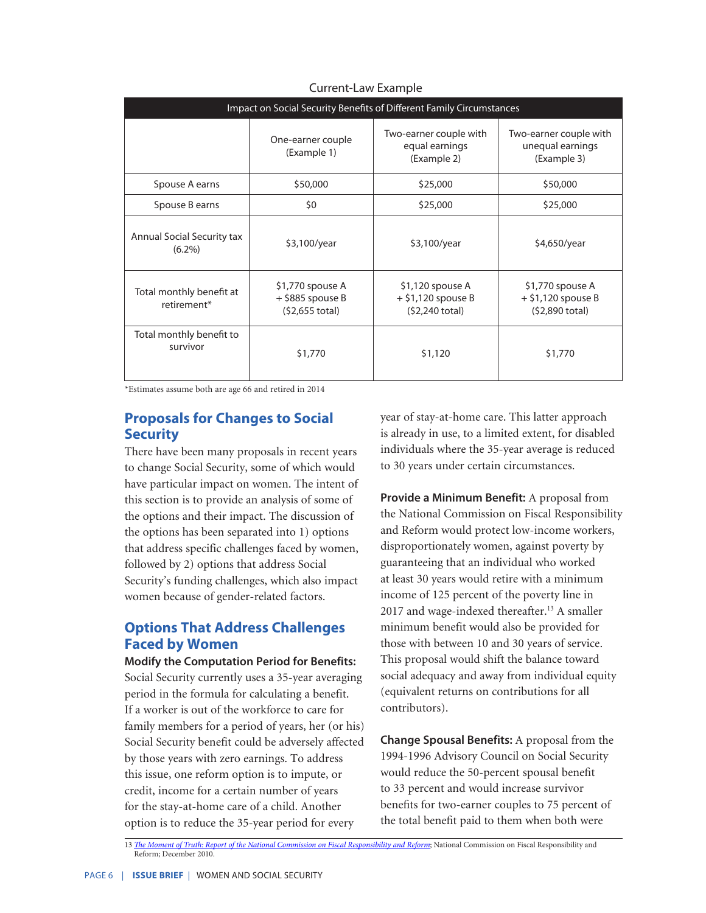Current-Law Example

| Impact on Social Security Benefits of Different Family Circumstances | | | |
|---|---|---|---|
| | One-earner couple (Example 1) | Two-earner couple with equal earnings (Example 2) | Two-earner couple with unequal earnings (Example 3) |
| Spouse A earns | $50,000 | $25,000 | $50,000 |
| Spouse B earns | $0 | $25,000 | $25,000 |
| Annual Social Security tax (6.2%) | $3,100/year | $3,100/year | $4,650/year |
| Total monthly benefit at retirement* | $1,770 spouse A + $885 spouse B ($2,655 total) | $1,120 spouse A + $1,120 spouse B ($2,240 total) | $1,770 spouse A + $1,120 spouse B ($2,890 total) |
| Total monthly benefit to survivor | $1,770 | $1,120 | $1,770 |

*Estimates assume both are age 66 and retired in 2014

## Proposals for Changes to Social Security

There have been many proposals in recent years to change Social Security, some of which would have particular impact on women. The intent of this section is to provide an analysis of some of the options and their impact. The discussion of the options has been separated into 1) options that address specific challenges faced by women, followed by 2) options that address Social Security's funding challenges, which also impact women because of gender-related factors.

## Options That Address Challenges Faced by Women

**Modify the Computation Period for Benefits:** Social Security currently uses a 35-year averaging period in the formula for calculating a benefit. If a worker is out of the workforce to care for family members for a period of years, her (or his) Social Security benefit could be adversely affected by those years with zero earnings. To address this issue, one reform option is to impute, or credit, income for a certain number of years for the stay-at-home care of a child. Another option is to reduce the 35-year period for every year of stay-at-home care. This latter approach is already in use, to a limited extent, for disabled individuals where the 35-year average is reduced to 30 years under certain circumstances.

**Provide a Minimum Benefit:** A proposal from the National Commission on Fiscal Responsibility and Reform would protect low-income workers, disproportionately women, against poverty by guaranteeing that an individual who worked at least 30 years would retire with a minimum income of 125 percent of the poverty line in 2017 and wage-indexed thereafter.[13] A smaller minimum benefit would also be provided for those with between 10 and 30 years of service. This proposal would shift the balance toward social adequacy and away from individual equity (equivalent returns on contributions for all contributors).

**Change Spousal Benefits:** A proposal from the 1994-1996 Advisory Council on Social Security would reduce the 50-percent spousal benefit to 33 percent and would increase survivor benefits for two-earner couples to 75 percent of the total benefit paid to them when both were

13 *The Moment of Truth: Report of the National Commission on Fiscal Responsibility and Reform*; National Commission on Fiscal Responsibility and Reform; December 2010.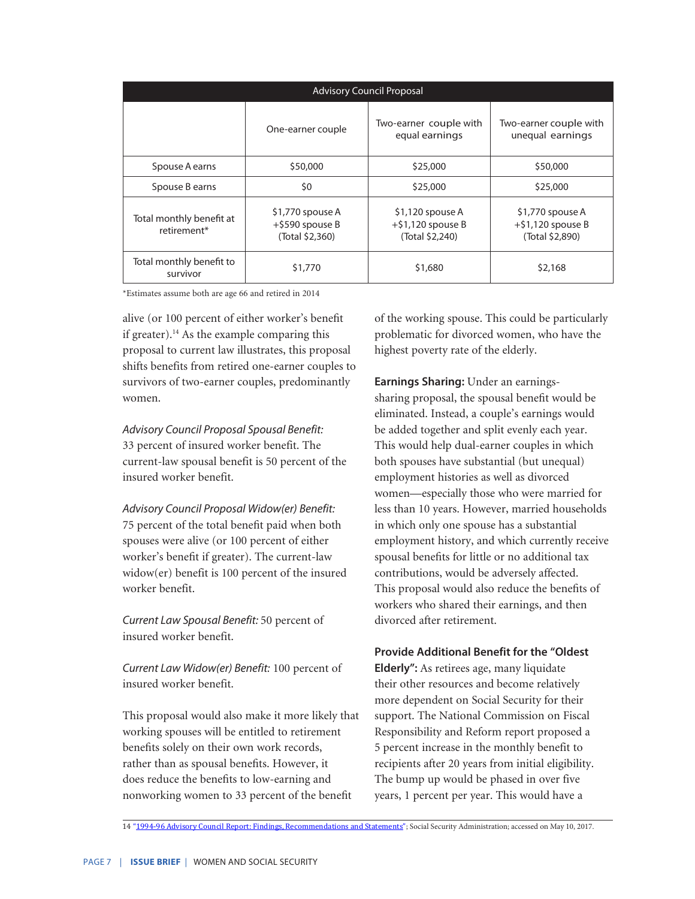| Advisory Council Proposal | | | |
|---|---|---|---|
| | One-earner couple | Two-earner couple with equal earnings | Two-earner couple with unequal earnings |
| Spouse A earns | $50,000 | $25,000 | $50,000 |
| Spouse B earns | $0 | $25,000 | $25,000 |
| Total monthly benefit at retirement* | $1,770 spouse A +$590 spouse B (Total $2,360) | $1,120 spouse A +$1,120 spouse B (Total $2,240) | $1,770 spouse A +$1,120 spouse B (Total $2,890) |
| Total monthly benefit to survivor | $1,770 | $1,680 | $2,168 |

*Estimates assume both are age 66 and retired in 2014

alive (or 100 percent of either worker's benefit if greater).[14] As the example comparing this proposal to current law illustrates, this proposal shifts benefits from retired one-earner couples to survivors of two-earner couples, predominantly women.

*Advisory Council Proposal Spousal Benefit:* 33 percent of insured worker benefit. The current-law spousal benefit is 50 percent of the insured worker benefit.

*Advisory Council Proposal Widow(er) Benefit:* 75 percent of the total benefit paid when both spouses were alive (or 100 percent of either worker's benefit if greater). The current-law widow(er) benefit is 100 percent of the insured worker benefit.

*Current Law Spousal Benefit:* 50 percent of insured worker benefit.

*Current Law Widow(er) Benefit:* 100 percent of insured worker benefit.

This proposal would also make it more likely that working spouses will be entitled to retirement benefits solely on their own work records, rather than as spousal benefits. However, it does reduce the benefits to low-earning and nonworking women to 33 percent of the benefit of the working spouse. This could be particularly problematic for divorced women, who have the highest poverty rate of the elderly.

**Earnings Sharing:** Under an earnings-sharing proposal, the spousal benefit would be eliminated. Instead, a couple's earnings would be added together and split evenly each year. This would help dual-earner couples in which both spouses have substantial (but unequal) employment histories as well as divorced women—especially those who were married for less than 10 years. However, married households in which only one spouse has a substantial employment history, and which currently receive spousal benefits for little or no additional tax contributions, would be adversely affected. This proposal would also reduce the benefits of workers who shared their earnings, and then divorced after retirement.

**Provide Additional Benefit for the "Oldest Elderly":** As retirees age, many liquidate their other resources and become relatively more dependent on Social Security for their support. The National Commission on Fiscal Responsibility and Reform report proposed a 5 percent increase in the monthly benefit to recipients after 20 years from initial eligibility. The bump up would be phased in over five years, 1 percent per year. This would have a

14 "1994-96 Advisory Council Report: Findings, Recommendations and Statements"; Social Security Administration; accessed on May 10, 2017.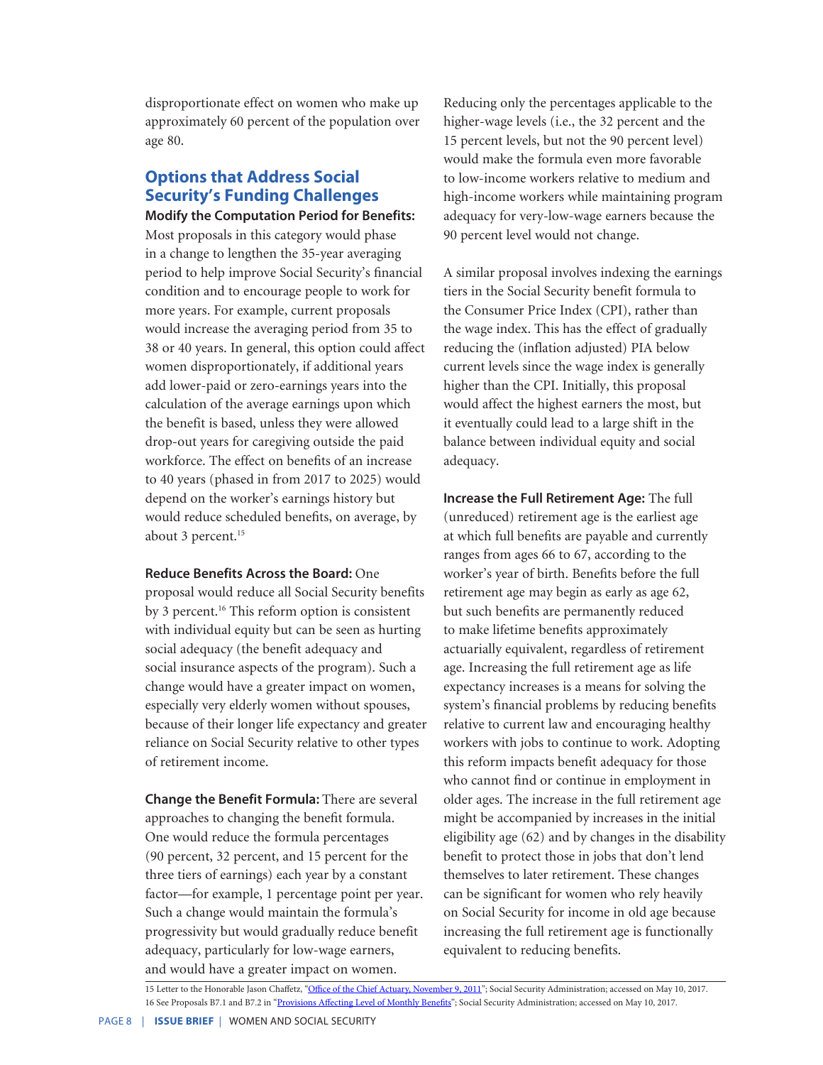disproportionate effect on women who make up approximately 60 percent of the population over age 80.

## Options that Address Social Security's Funding Challenges

**Modify the Computation Period for Benefits:** Most proposals in this category would phase in a change to lengthen the 35-year averaging period to help improve Social Security's financial condition and to encourage people to work for more years. For example, current proposals would increase the averaging period from 35 to 38 or 40 years. In general, this option could affect women disproportionately, if additional years add lower-paid or zero-earnings years into the calculation of the average earnings upon which the benefit is based, unless they were allowed drop-out years for caregiving outside the paid workforce. The effect on benefits of an increase to 40 years (phased in from 2017 to 2025) would depend on the worker's earnings history but would reduce scheduled benefits, on average, by about 3 percent.[15]

**Reduce Benefits Across the Board:** One proposal would reduce all Social Security benefits by 3 percent.[16] This reform option is consistent with individual equity but can be seen as hurting social adequacy (the benefit adequacy and social insurance aspects of the program). Such a change would have a greater impact on women, especially very elderly women without spouses, because of their longer life expectancy and greater reliance on Social Security relative to other types of retirement income.

**Change the Benefit Formula:** There are several approaches to changing the benefit formula. One would reduce the formula percentages (90 percent, 32 percent, and 15 percent for the three tiers of earnings) each year by a constant factor—for example, 1 percentage point per year. Such a change would maintain the formula's progressivity but would gradually reduce benefit adequacy, particularly for low-wage earners, and would have a greater impact on women. Reducing only the percentages applicable to the higher-wage levels (i.e., the 32 percent and the 15 percent levels, but not the 90 percent level) would make the formula even more favorable to low-income workers relative to medium and high-income workers while maintaining program adequacy for very-low-wage earners because the 90 percent level would not change.

A similar proposal involves indexing the earnings tiers in the Social Security benefit formula to the Consumer Price Index (CPI), rather than the wage index. This has the effect of gradually reducing the (inflation adjusted) PIA below current levels since the wage index is generally higher than the CPI. Initially, this proposal would affect the highest earners the most, but it eventually could lead to a large shift in the balance between individual equity and social adequacy.

**Increase the Full Retirement Age:** The full (unreduced) retirement age is the earliest age at which full benefits are payable and currently ranges from ages 66 to 67, according to the worker's year of birth. Benefits before the full retirement age may begin as early as age 62, but such benefits are permanently reduced to make lifetime benefits approximately actuarially equivalent, regardless of retirement age. Increasing the full retirement age as life expectancy increases is a means for solving the system's financial problems by reducing benefits relative to current law and encouraging healthy workers with jobs to continue to work. Adopting this reform impacts benefit adequacy for those who cannot find or continue in employment in older ages. The increase in the full retirement age might be accompanied by increases in the initial eligibility age (62) and by changes in the disability benefit to protect those in jobs that don't lend themselves to later retirement. These changes can be significant for women who rely heavily on Social Security for income in old age because increasing the full retirement age is functionally equivalent to reducing benefits.

---

15 Letter to the Honorable Jason Chaffetz, "Office of the Chief Actuary, November 9, 2011"; Social Security Administration; accessed on May 10, 2017.

16 See Proposals B7.1 and B7.2 in "Provisions Affecting Level of Monthly Benefits"; Social Security Administration; accessed on May 10, 2017.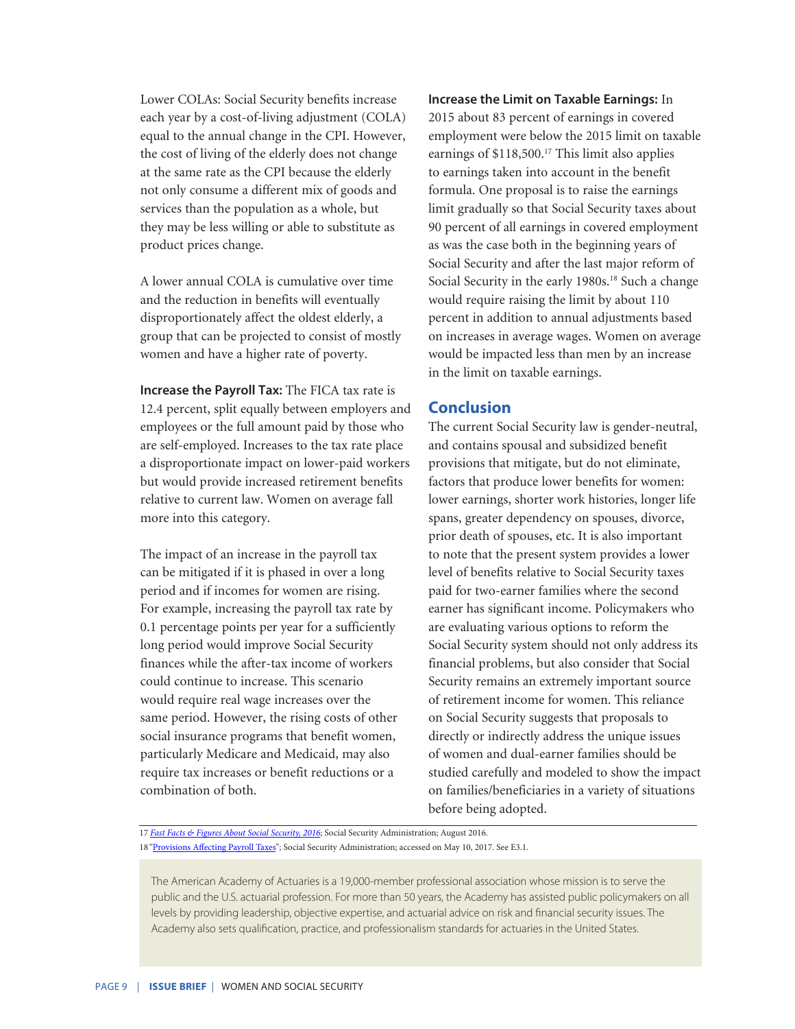Lower COLAs: Social Security benefits increase each year by a cost-of-living adjustment (COLA) equal to the annual change in the CPI. However, the cost of living of the elderly does not change at the same rate as the CPI because the elderly not only consume a different mix of goods and services than the population as a whole, but they may be less willing or able to substitute as product prices change.

A lower annual COLA is cumulative over time and the reduction in benefits will eventually disproportionately affect the oldest elderly, a group that can be projected to consist of mostly women and have a higher rate of poverty.

**Increase the Payroll Tax:** The FICA tax rate is 12.4 percent, split equally between employers and employees or the full amount paid by those who are self-employed. Increases to the tax rate place a disproportionate impact on lower-paid workers but would provide increased retirement benefits relative to current law. Women on average fall more into this category.

The impact of an increase in the payroll tax can be mitigated if it is phased in over a long period and if incomes for women are rising. For example, increasing the payroll tax rate by 0.1 percentage points per year for a sufficiently long period would improve Social Security finances while the after-tax income of workers could continue to increase. This scenario would require real wage increases over the same period. However, the rising costs of other social insurance programs that benefit women, particularly Medicare and Medicaid, may also require tax increases or benefit reductions or a combination of both.

**Increase the Limit on Taxable Earnings:** In 2015 about 83 percent of earnings in covered employment were below the 2015 limit on taxable earnings of $118,500.[17] This limit also applies to earnings taken into account in the benefit formula. One proposal is to raise the earnings limit gradually so that Social Security taxes about 90 percent of all earnings in covered employment as was the case both in the beginning years of Social Security and after the last major reform of Social Security in the early 1980s.[18] Such a change would require raising the limit by about 110 percent in addition to annual adjustments based on increases in average wages. Women on average would be impacted less than men by an increase in the limit on taxable earnings.

## Conclusion

The current Social Security law is gender-neutral, and contains spousal and subsidized benefit provisions that mitigate, but do not eliminate, factors that produce lower benefits for women: lower earnings, shorter work histories, longer life spans, greater dependency on spouses, divorce, prior death of spouses, etc. It is also important to note that the present system provides a lower level of benefits relative to Social Security taxes paid for two-earner families where the second earner has significant income. Policymakers who are evaluating various options to reform the Social Security system should not only address its financial problems, but also consider that Social Security remains an extremely important source of retirement income for women. This reliance on Social Security suggests that proposals to directly or indirectly address the unique issues of women and dual-earner families should be studied carefully and modeled to show the impact on families/beneficiaries in a variety of situations before being adopted.

---

17 *Fast Facts & Figures About Social Security, 2016*; Social Security Administration; August 2016.

18 "Provisions Affecting Payroll Taxes"; Social Security Administration; accessed on May 10, 2017. See E3.1.

The American Academy of Actuaries is a 19,000-member professional association whose mission is to serve the public and the U.S. actuarial profession. For more than 50 years, the Academy has assisted public policymakers on all levels by providing leadership, objective expertise, and actuarial advice on risk and financial security issues. The Academy also sets qualification, practice, and professionalism standards for actuaries in the United States.